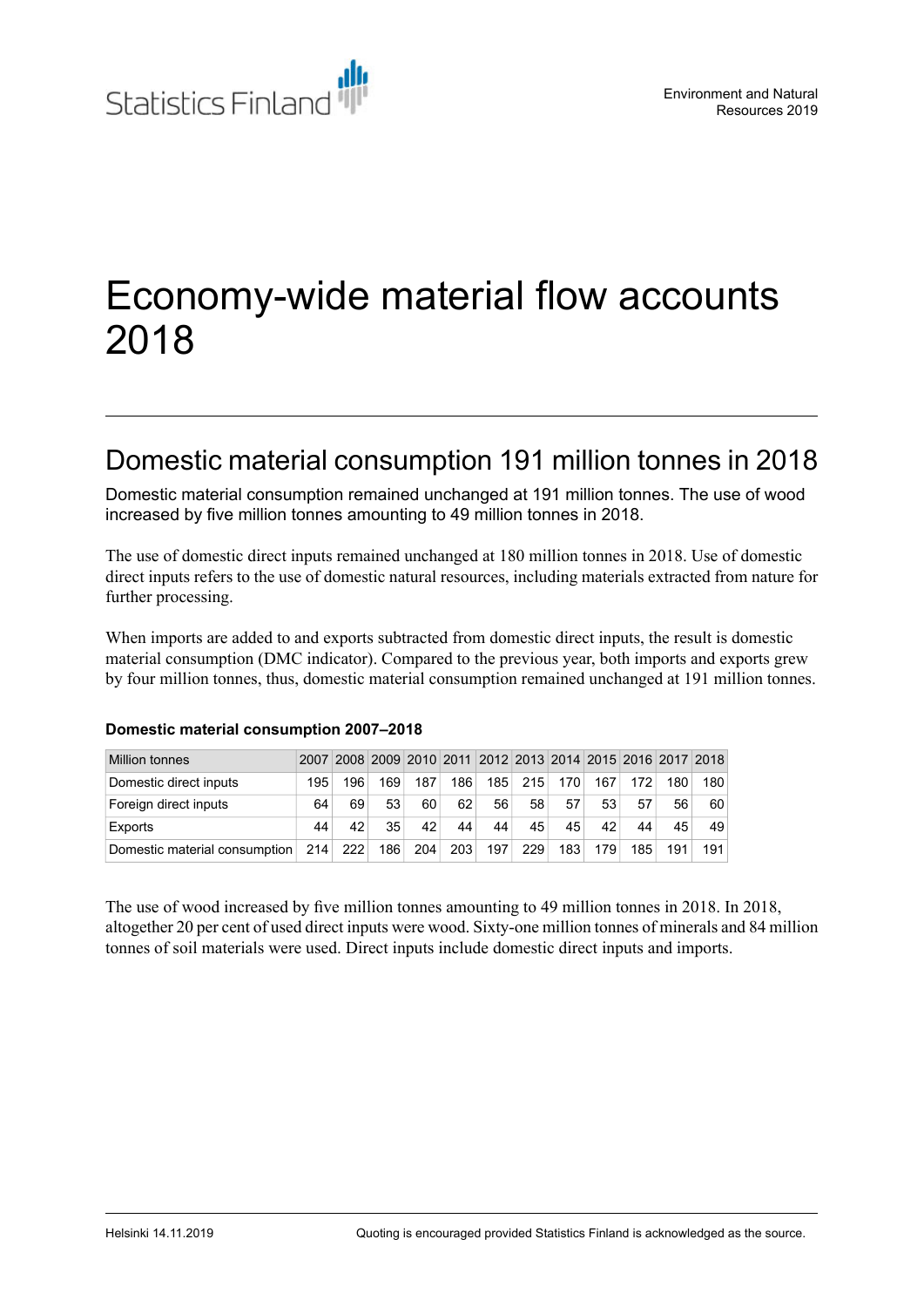# Economy-wide material flow accounts 2018

## Domestic material consumption 191 million tonnes in 2018

Domestic material consumption remained unchanged at 191 million tonnes. The use of wood increased by five million tonnes amounting to 49 million tonnes in 2018.

The use of domestic direct inputs remained unchanged at 180 million tonnes in 2018. Use of domestic direct inputs refers to the use of domestic natural resources, including materials extracted from nature for further processing.

When imports are added to and exports subtracted from domestic direct inputs, the result is domestic material consumption (DMC indicator). Compared to the previous year, both imports and exports grew by four million tonnes, thus, domestic material consumption remained unchanged at 191 million tonnes.

**Domestic material consumption 2007–2018**

| Million tonnes | 2007 | 2008 | 2009 | 2010 | 2011 | 2012 | 2013 | 2014 | 2015 | 2016 | 2017 | 2018 |
|---|---|---|---|---|---|---|---|---|---|---|---|---|
| Domestic direct inputs | 195 | 196 | 169 | 187 | 186 | 185 | 215 | 170 | 167 | 172 | 180 | 180 |
| Foreign direct inputs | 64 | 69 | 53 | 60 | 62 | 56 | 58 | 57 | 53 | 57 | 56 | 60 |
| Exports | 44 | 42 | 35 | 42 | 44 | 44 | 45 | 45 | 42 | 44 | 45 | 49 |
| Domestic material consumption | 214 | 222 | 186 | 204 | 203 | 197 | 229 | 183 | 179 | 185 | 191 | 191 |

The use of wood increased by five million tonnes amounting to 49 million tonnes in 2018. In 2018, altogether 20 per cent of used direct inputs were wood. Sixty-one million tonnes of minerals and 84 million tonnes of soil materials were used. Direct inputs include domestic direct inputs and imports.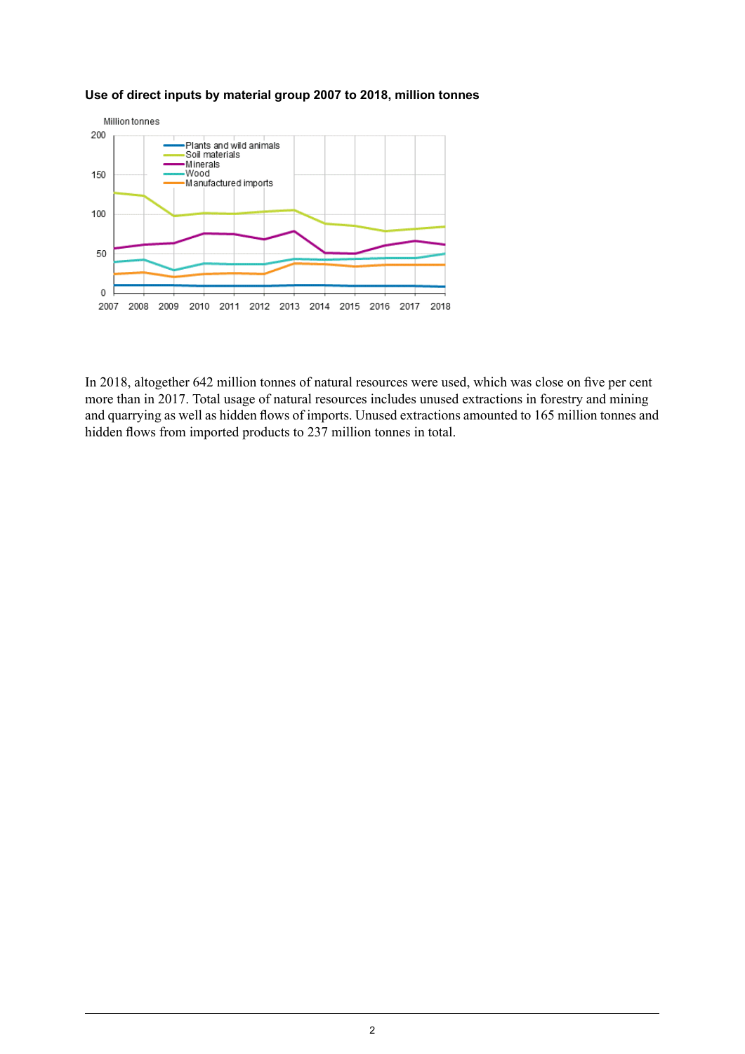**Use of direct inputs by material group 2007 to 2018, million tonnes**

In 2018, altogether 642 million tonnes of natural resources were used, which was close on five per cent more than in 2017. Total usage of natural resources includes unused extractions in forestry and mining and quarrying as well as hidden flows of imports. Unused extractions amounted to 165 million tonnes and hidden flows from imported products to 237 million tonnes in total.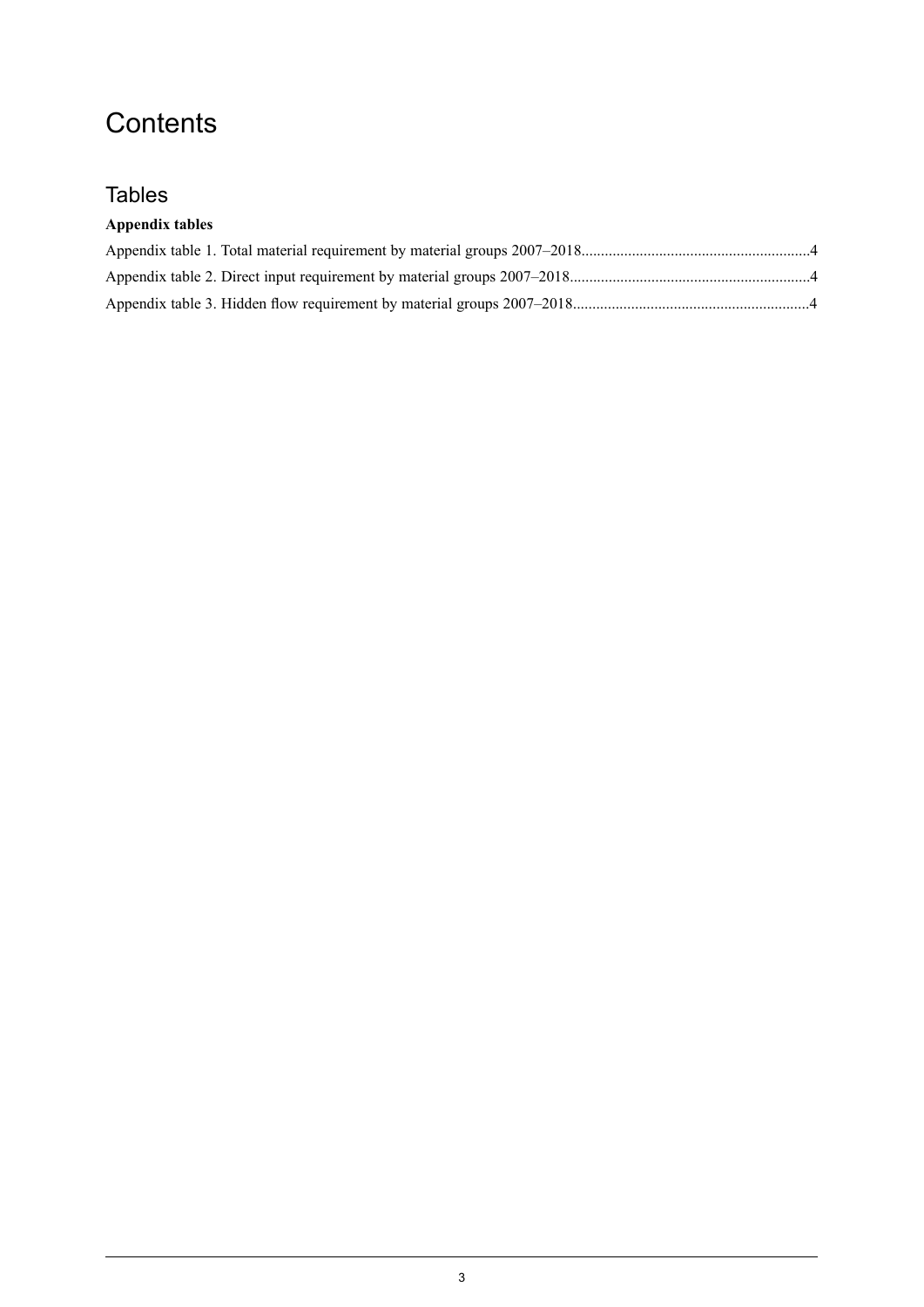# Contents

## Tables

**Appendix tables**

Appendix table 1. Total material requirement by material groups 2007–2018..........................................................4

Appendix table 2. Direct input requirement by material groups 2007–2018.............................................................4

Appendix table 3. Hidden flow requirement by material groups 2007–2018............................................................4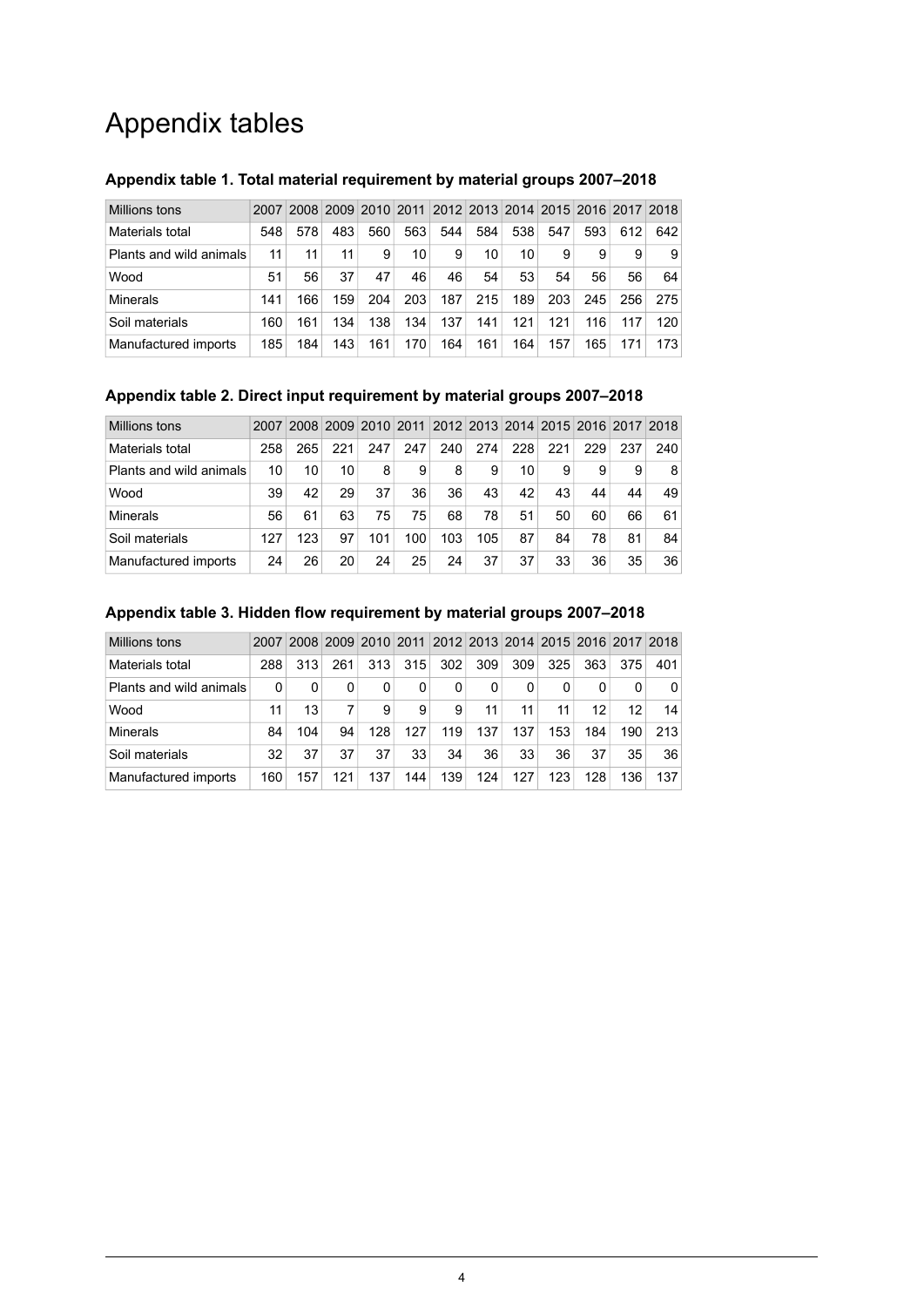# Appendix tables

### Appendix table 1. Total material requirement by material groups 2007–2018

| Millions tons | 2007 | 2008 | 2009 | 2010 | 2011 | 2012 | 2013 | 2014 | 2015 | 2016 | 2017 | 2018 |
|---|---|---|---|---|---|---|---|---|---|---|---|---|
| Materials total | 548 | 578 | 483 | 560 | 563 | 544 | 584 | 538 | 547 | 593 | 612 | 642 |
| Plants and wild animals | 11 | 11 | 11 | 9 | 10 | 9 | 10 | 10 | 9 | 9 | 9 | 9 |
| Wood | 51 | 56 | 37 | 47 | 46 | 46 | 54 | 53 | 54 | 56 | 56 | 64 |
| Minerals | 141 | 166 | 159 | 204 | 203 | 187 | 215 | 189 | 203 | 245 | 256 | 275 |
| Soil materials | 160 | 161 | 134 | 138 | 134 | 137 | 141 | 121 | 121 | 116 | 117 | 120 |
| Manufactured imports | 185 | 184 | 143 | 161 | 170 | 164 | 161 | 164 | 157 | 165 | 171 | 173 |

### Appendix table 2. Direct input requirement by material groups 2007–2018

| Millions tons | 2007 | 2008 | 2009 | 2010 | 2011 | 2012 | 2013 | 2014 | 2015 | 2016 | 2017 | 2018 |
|---|---|---|---|---|---|---|---|---|---|---|---|---|
| Materials total | 258 | 265 | 221 | 247 | 247 | 240 | 274 | 228 | 221 | 229 | 237 | 240 |
| Plants and wild animals | 10 | 10 | 10 | 8 | 9 | 8 | 9 | 10 | 9 | 9 | 9 | 8 |
| Wood | 39 | 42 | 29 | 37 | 36 | 36 | 43 | 42 | 43 | 44 | 44 | 49 |
| Minerals | 56 | 61 | 63 | 75 | 75 | 68 | 78 | 51 | 50 | 60 | 66 | 61 |
| Soil materials | 127 | 123 | 97 | 101 | 100 | 103 | 105 | 87 | 84 | 78 | 81 | 84 |
| Manufactured imports | 24 | 26 | 20 | 24 | 25 | 24 | 37 | 37 | 33 | 36 | 35 | 36 |

### Appendix table 3. Hidden flow requirement by material groups 2007–2018

| Millions tons | 2007 | 2008 | 2009 | 2010 | 2011 | 2012 | 2013 | 2014 | 2015 | 2016 | 2017 | 2018 |
|---|---|---|---|---|---|---|---|---|---|---|---|---|
| Materials total | 288 | 313 | 261 | 313 | 315 | 302 | 309 | 309 | 325 | 363 | 375 | 401 |
| Plants and wild animals | 0 | 0 | 0 | 0 | 0 | 0 | 0 | 0 | 0 | 0 | 0 | 0 |
| Wood | 11 | 13 | 7 | 9 | 9 | 9 | 11 | 11 | 11 | 12 | 12 | 14 |
| Minerals | 84 | 104 | 94 | 128 | 127 | 119 | 137 | 137 | 153 | 184 | 190 | 213 |
| Soil materials | 32 | 37 | 37 | 37 | 33 | 34 | 36 | 33 | 36 | 37 | 35 | 36 |
| Manufactured imports | 160 | 157 | 121 | 137 | 144 | 139 | 124 | 127 | 123 | 128 | 136 | 137 |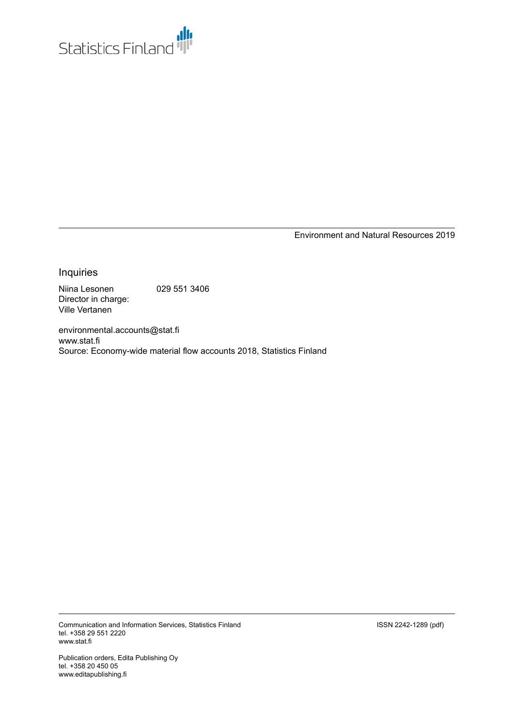Statistics Finland

Environment and Natural Resources 2019

## Inquiries

Niina Lesonen 029 551 3406

Director in charge:
Ville Vertanen

environmental.accounts@stat.fi
www.stat.fi
Source: Economy-wide material flow accounts 2018, Statistics Finland

Communication and Information Services, Statistics Finland
tel. +358 29 551 2220
www.stat.fi

ISSN 2242-1289 (pdf)

Publication orders, Edita Publishing Oy
tel. +358 20 450 05
www.editapublishing.fi